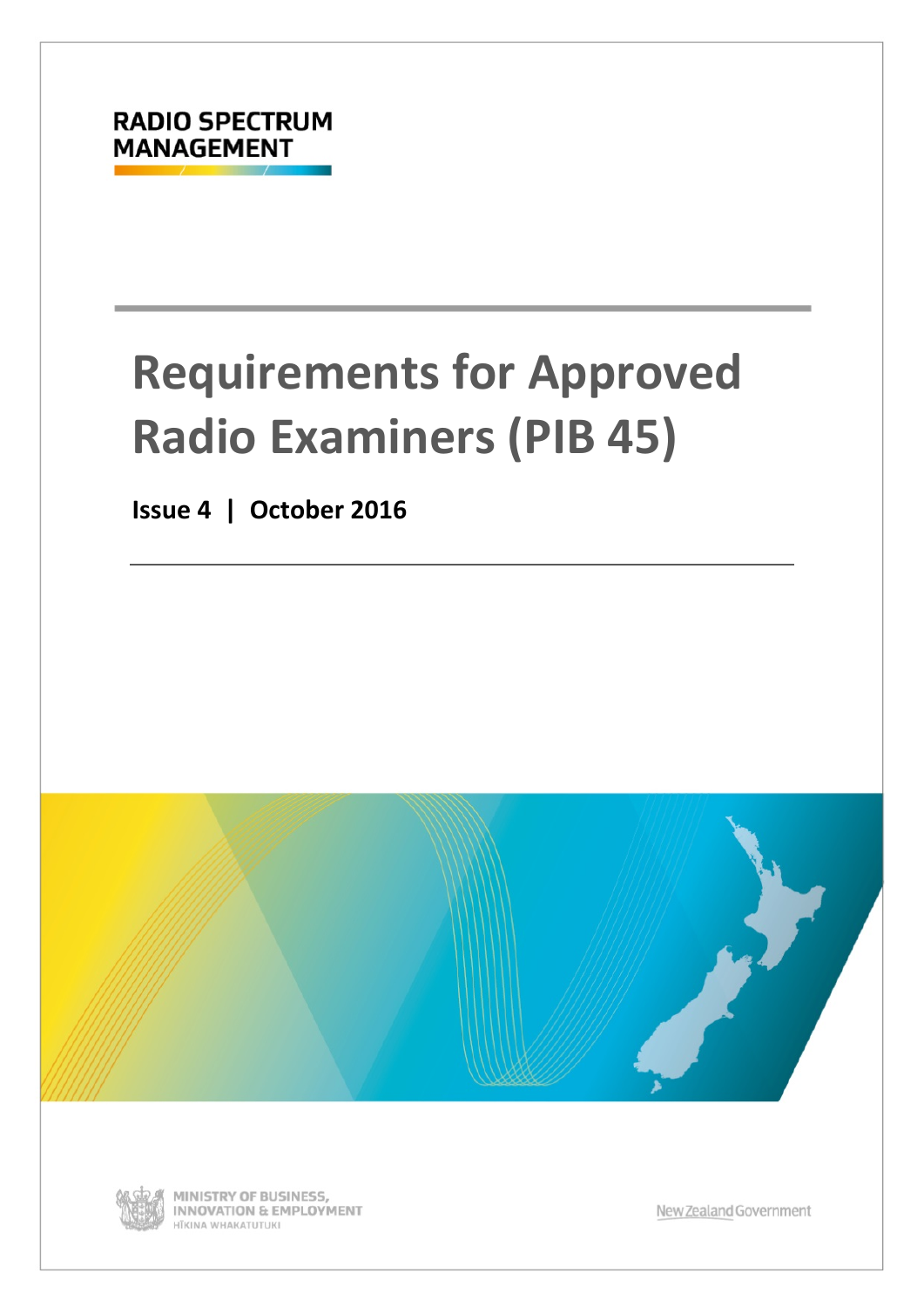RADIO SPECTRUM MANAGEMENT

# Requirements for Approved Radio Examiners (PIB 45)

**Issue 4 | October 2016**

MINISTRY OF BUSINESS, INNOVATION & EMPLOYMENT
HĪKINA WHAKATUTUKI

New Zealand Government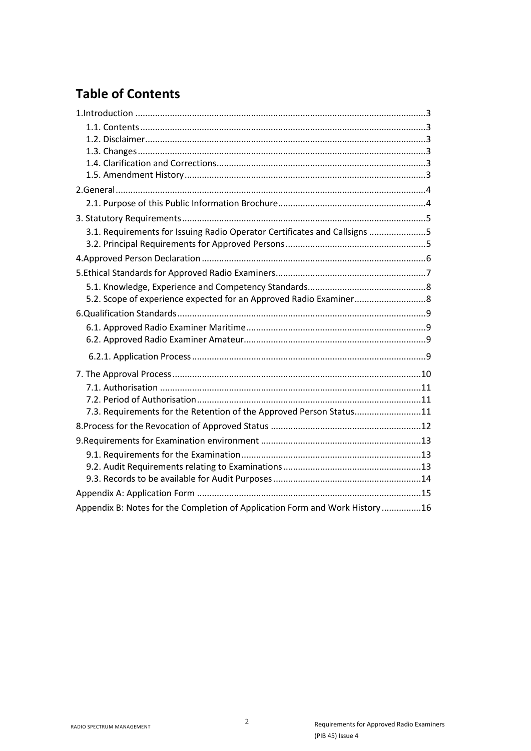## Table of Contents

1.Introduction ........................................................................................................3
- 1.1. Contents ........................................................................................................3
- 1.2. Disclaimer ........................................................................................................3
- 1.3. Changes ........................................................................................................3
- 1.4. Clarification and Corrections ........................................................................................3
- 1.5. Amendment History ........................................................................................3

2.General ........................................................................................................4
- 2.1. Purpose of this Public Information Brochure ........................................................................................4

3. Statutory Requirements ........................................................................................................5
- 3.1. Requirements for Issuing Radio Operator Certificates and Callsigns ........................................................................................5
- 3.2. Principal Requirements for Approved Persons ........................................................................................5

4.Approved Person Declaration ........................................................................................................6

5.Ethical Standards for Approved Radio Examiners ........................................................................................................7
- 5.1. Knowledge, Experience and Competency Standards ........................................................................................8
- 5.2. Scope of experience expected for an Approved Radio Examiner ........................................................................................8

6.Qualification Standards ........................................................................................................9
- 6.1. Approved Radio Examiner Maritime ........................................................................................9
- 6.2. Approved Radio Examiner Amateur ........................................................................................9
  - 6.2.1. Application Process ........................................................................................9

7. The Approval Process ........................................................................................................10
- 7.1. Authorisation ........................................................................................................11
- 7.2. Period of Authorisation ........................................................................................................11
- 7.3. Requirements for the Retention of the Approved Person Status ........................................................................................11

8.Process for the Revocation of Approved Status ........................................................................................................12

9.Requirements for Examination environment ........................................................................................................13
- 9.1. Requirements for the Examination ........................................................................................13
- 9.2. Audit Requirements relating to Examinations ........................................................................................13
- 9.3. Records to be available for Audit Purposes ........................................................................................14

Appendix A: Application Form ........................................................................................................15

Appendix B: Notes for the Completion of Application Form and Work History ........................................................................................................16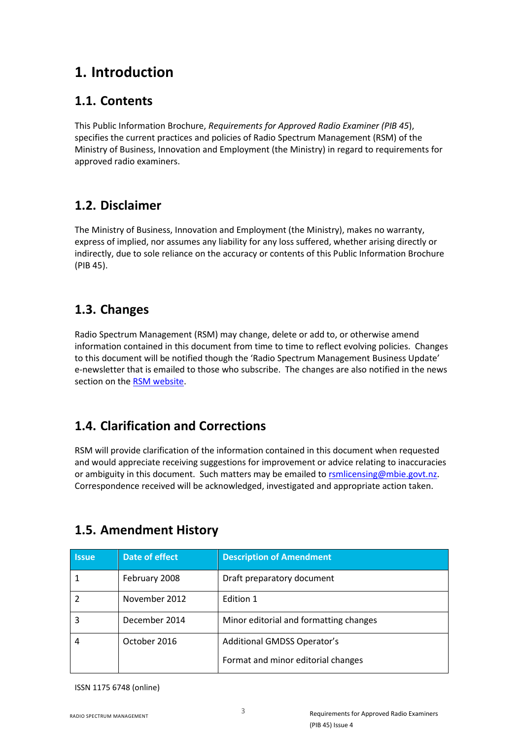# 1. Introduction

## 1.1. Contents

This Public Information Brochure, *Requirements for Approved Radio Examiner (PIB 45*), specifies the current practices and policies of Radio Spectrum Management (RSM) of the Ministry of Business, Innovation and Employment (the Ministry) in regard to requirements for approved radio examiners.

## 1.2. Disclaimer

The Ministry of Business, Innovation and Employment (the Ministry), makes no warranty, express of implied, nor assumes any liability for any loss suffered, whether arising directly or indirectly, due to sole reliance on the accuracy or contents of this Public Information Brochure (PIB 45).

## 1.3. Changes

Radio Spectrum Management (RSM) may change, delete or add to, or otherwise amend information contained in this document from time to time to reflect evolving policies. Changes to this document will be notified though the 'Radio Spectrum Management Business Update' e-newsletter that is emailed to those who subscribe. The changes are also notified in the news section on the RSM website.

## 1.4. Clarification and Corrections

RSM will provide clarification of the information contained in this document when requested and would appreciate receiving suggestions for improvement or advice relating to inaccuracies or ambiguity in this document. Such matters may be emailed to rsmlicensing@mbie.govt.nz. Correspondence received will be acknowledged, investigated and appropriate action taken.

## 1.5. Amendment History

| Issue | Date of effect | Description of Amendment |
|---|---|---|
| 1 | February 2008 | Draft preparatory document |
| 2 | November 2012 | Edition 1 |
| 3 | December 2014 | Minor editorial and formatting changes |
| 4 | October 2016 | Additional GMDSS Operator's<br>Format and minor editorial changes |

ISSN 1175 6748 (online)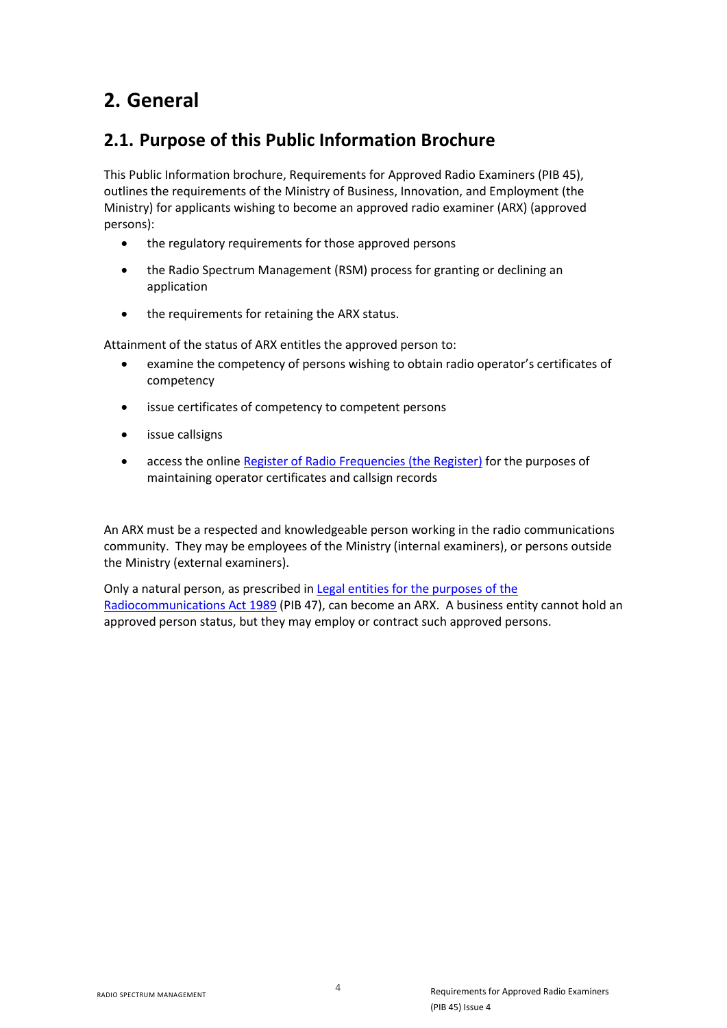# 2. General

## 2.1. Purpose of this Public Information Brochure

This Public Information brochure, Requirements for Approved Radio Examiners (PIB 45), outlines the requirements of the Ministry of Business, Innovation, and Employment (the Ministry) for applicants wishing to become an approved radio examiner (ARX) (approved persons):

- the regulatory requirements for those approved persons
- the Radio Spectrum Management (RSM) process for granting or declining an application
- the requirements for retaining the ARX status.

Attainment of the status of ARX entitles the approved person to:

- examine the competency of persons wishing to obtain radio operator's certificates of competency
- issue certificates of competency to competent persons
- issue callsigns
- access the online Register of Radio Frequencies (the Register) for the purposes of maintaining operator certificates and callsign records

An ARX must be a respected and knowledgeable person working in the radio communications community. They may be employees of the Ministry (internal examiners), or persons outside the Ministry (external examiners).

Only a natural person, as prescribed in Legal entities for the purposes of the Radiocommunications Act 1989 (PIB 47), can become an ARX. A business entity cannot hold an approved person status, but they may employ or contract such approved persons.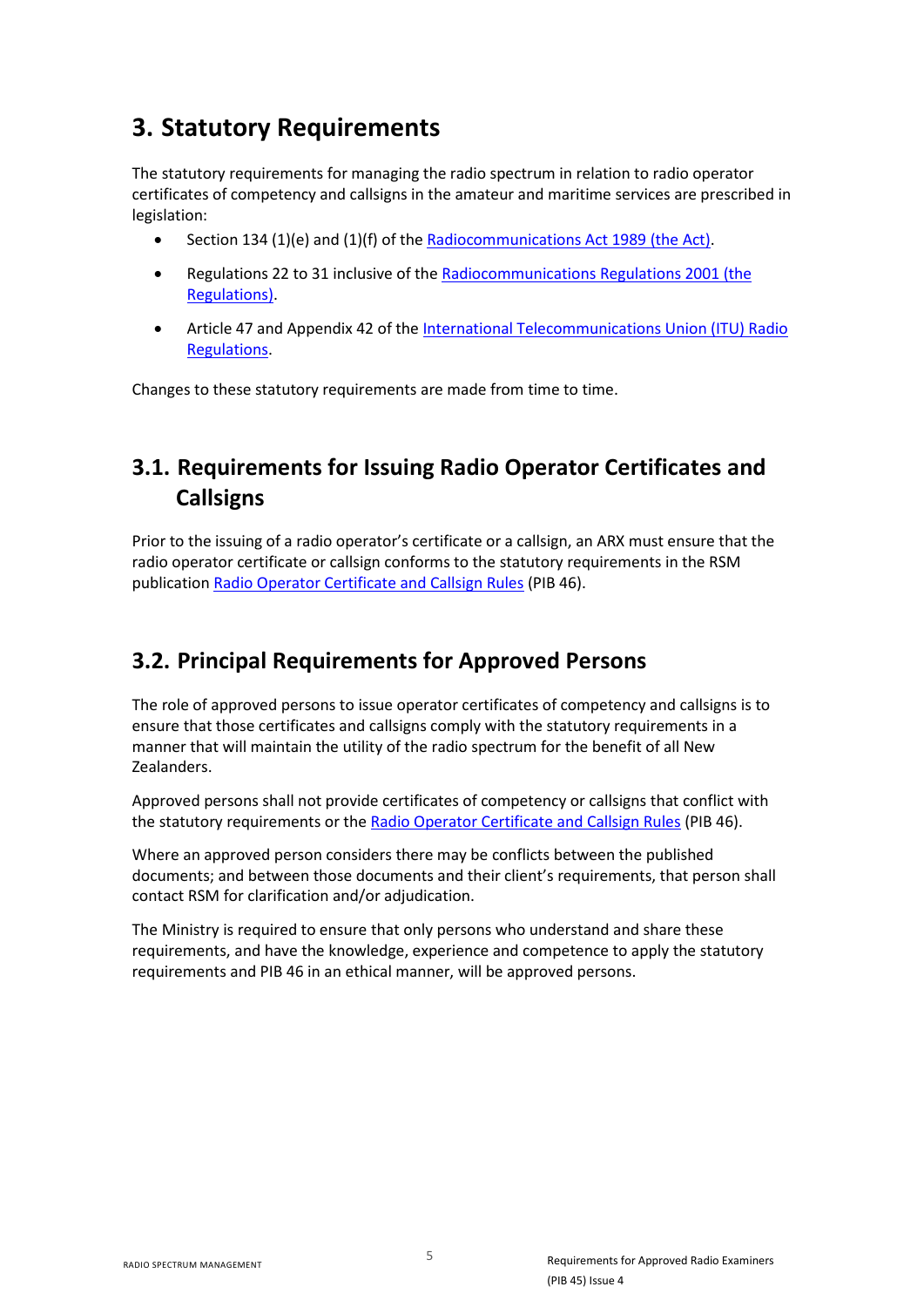# 3. Statutory Requirements

The statutory requirements for managing the radio spectrum in relation to radio operator certificates of competency and callsigns in the amateur and maritime services are prescribed in legislation:

- Section 134 (1)(e) and (1)(f) of the Radiocommunications Act 1989 (the Act).
- Regulations 22 to 31 inclusive of the Radiocommunications Regulations 2001 (the Regulations).
- Article 47 and Appendix 42 of the International Telecommunications Union (ITU) Radio Regulations.

Changes to these statutory requirements are made from time to time.

## 3.1. Requirements for Issuing Radio Operator Certificates and Callsigns

Prior to the issuing of a radio operator's certificate or a callsign, an ARX must ensure that the radio operator certificate or callsign conforms to the statutory requirements in the RSM publication Radio Operator Certificate and Callsign Rules (PIB 46).

## 3.2. Principal Requirements for Approved Persons

The role of approved persons to issue operator certificates of competency and callsigns is to ensure that those certificates and callsigns comply with the statutory requirements in a manner that will maintain the utility of the radio spectrum for the benefit of all New Zealanders.

Approved persons shall not provide certificates of competency or callsigns that conflict with the statutory requirements or the Radio Operator Certificate and Callsign Rules (PIB 46).

Where an approved person considers there may be conflicts between the published documents; and between those documents and their client's requirements, that person shall contact RSM for clarification and/or adjudication.

The Ministry is required to ensure that only persons who understand and share these requirements, and have the knowledge, experience and competence to apply the statutory requirements and PIB 46 in an ethical manner, will be approved persons.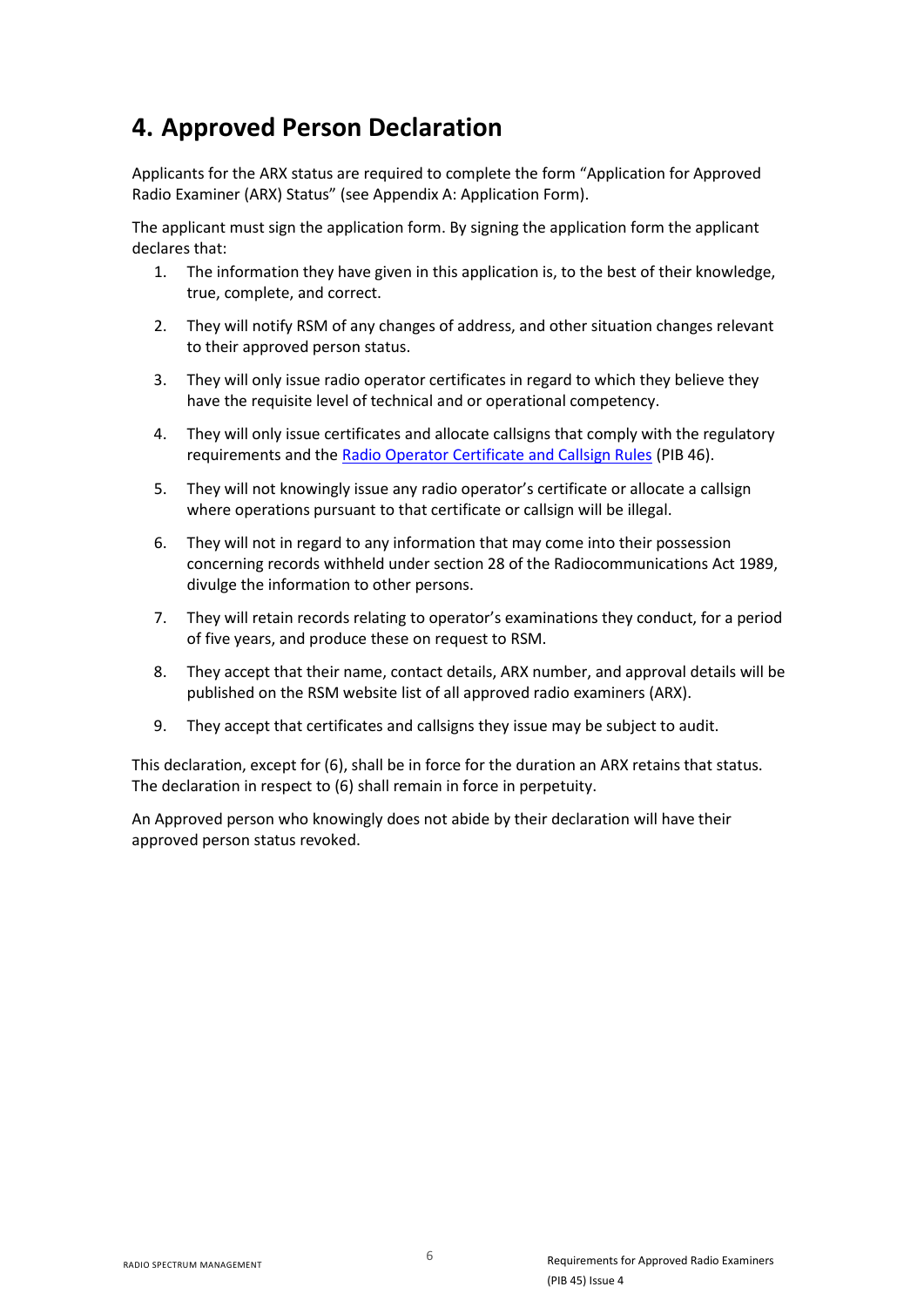# 4. Approved Person Declaration

Applicants for the ARX status are required to complete the form "Application for Approved Radio Examiner (ARX) Status" (see Appendix A: Application Form).

The applicant must sign the application form. By signing the application form the applicant declares that:

1. The information they have given in this application is, to the best of their knowledge, true, complete, and correct.
2. They will notify RSM of any changes of address, and other situation changes relevant to their approved person status.
3. They will only issue radio operator certificates in regard to which they believe they have the requisite level of technical and or operational competency.
4. They will only issue certificates and allocate callsigns that comply with the regulatory requirements and the Radio Operator Certificate and Callsign Rules (PIB 46).
5. They will not knowingly issue any radio operator's certificate or allocate a callsign where operations pursuant to that certificate or callsign will be illegal.
6. They will not in regard to any information that may come into their possession concerning records withheld under section 28 of the Radiocommunications Act 1989, divulge the information to other persons.
7. They will retain records relating to operator's examinations they conduct, for a period of five years, and produce these on request to RSM.
8. They accept that their name, contact details, ARX number, and approval details will be published on the RSM website list of all approved radio examiners (ARX).
9. They accept that certificates and callsigns they issue may be subject to audit.

This declaration, except for (6), shall be in force for the duration an ARX retains that status. The declaration in respect to (6) shall remain in force in perpetuity.

An Approved person who knowingly does not abide by their declaration will have their approved person status revoked.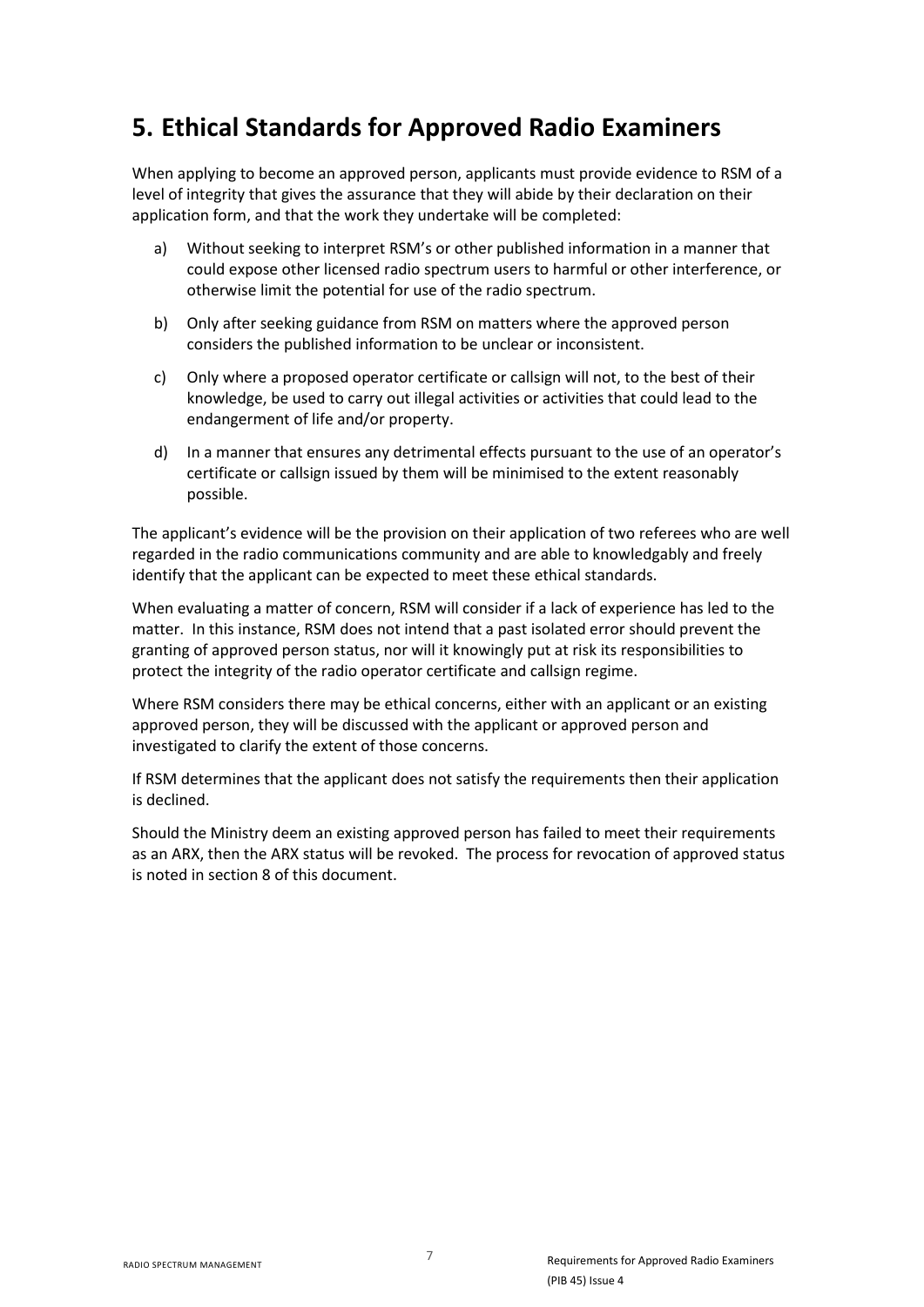## 5. Ethical Standards for Approved Radio Examiners

When applying to become an approved person, applicants must provide evidence to RSM of a level of integrity that gives the assurance that they will abide by their declaration on their application form, and that the work they undertake will be completed:

a) Without seeking to interpret RSM's or other published information in a manner that could expose other licensed radio spectrum users to harmful or other interference, or otherwise limit the potential for use of the radio spectrum.

b) Only after seeking guidance from RSM on matters where the approved person considers the published information to be unclear or inconsistent.

c) Only where a proposed operator certificate or callsign will not, to the best of their knowledge, be used to carry out illegal activities or activities that could lead to the endangerment of life and/or property.

d) In a manner that ensures any detrimental effects pursuant to the use of an operator's certificate or callsign issued by them will be minimised to the extent reasonably possible.

The applicant's evidence will be the provision on their application of two referees who are well regarded in the radio communications community and are able to knowledgably and freely identify that the applicant can be expected to meet these ethical standards.

When evaluating a matter of concern, RSM will consider if a lack of experience has led to the matter. In this instance, RSM does not intend that a past isolated error should prevent the granting of approved person status, nor will it knowingly put at risk its responsibilities to protect the integrity of the radio operator certificate and callsign regime.

Where RSM considers there may be ethical concerns, either with an applicant or an existing approved person, they will be discussed with the applicant or approved person and investigated to clarify the extent of those concerns.

If RSM determines that the applicant does not satisfy the requirements then their application is declined.

Should the Ministry deem an existing approved person has failed to meet their requirements as an ARX, then the ARX status will be revoked. The process for revocation of approved status is noted in section 8 of this document.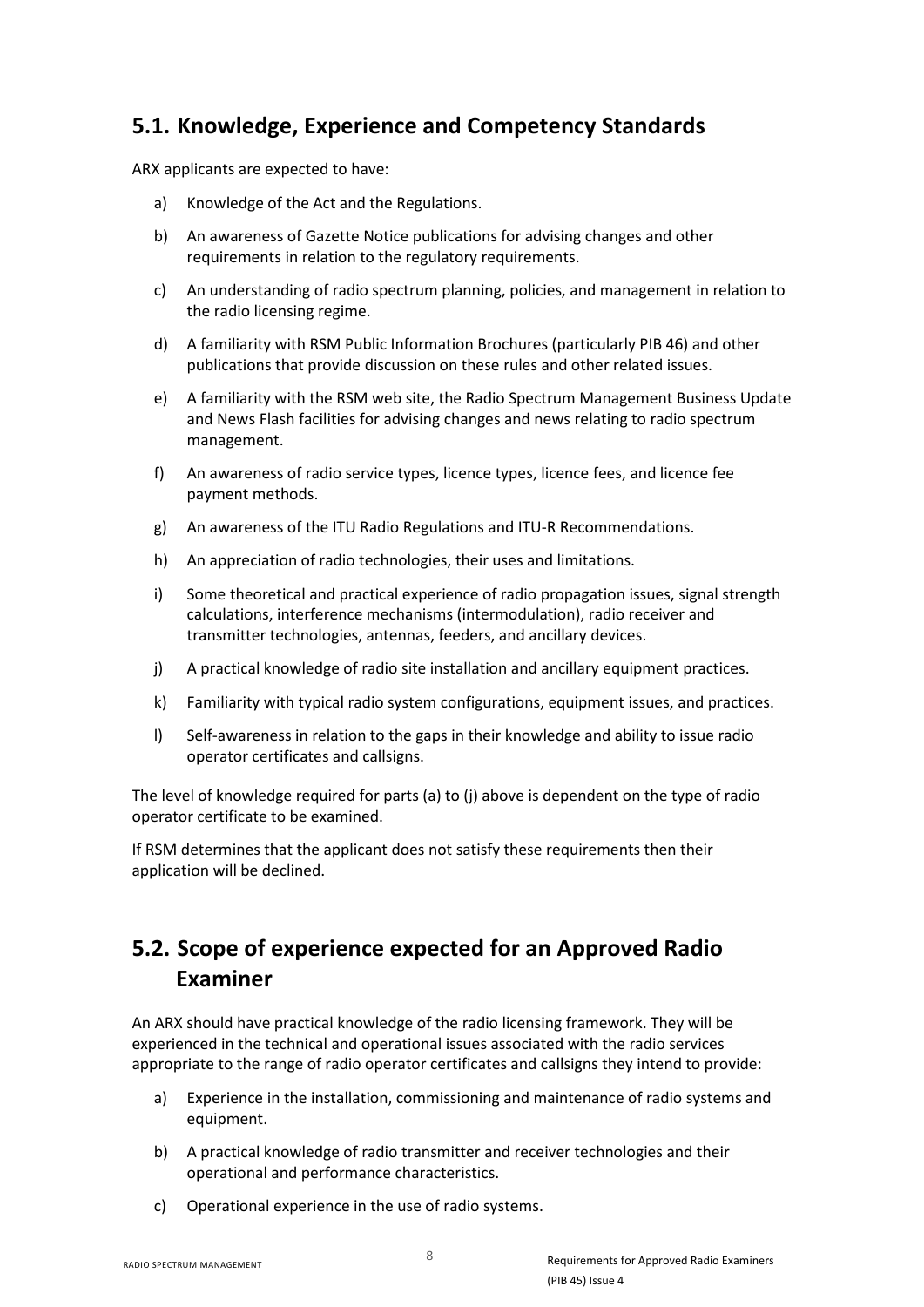## 5.1. Knowledge, Experience and Competency Standards

ARX applicants are expected to have:

a) Knowledge of the Act and the Regulations.

b) An awareness of Gazette Notice publications for advising changes and other requirements in relation to the regulatory requirements.

c) An understanding of radio spectrum planning, policies, and management in relation to the radio licensing regime.

d) A familiarity with RSM Public Information Brochures (particularly PIB 46) and other publications that provide discussion on these rules and other related issues.

e) A familiarity with the RSM web site, the Radio Spectrum Management Business Update and News Flash facilities for advising changes and news relating to radio spectrum management.

f) An awareness of radio service types, licence types, licence fees, and licence fee payment methods.

g) An awareness of the ITU Radio Regulations and ITU-R Recommendations.

h) An appreciation of radio technologies, their uses and limitations.

i) Some theoretical and practical experience of radio propagation issues, signal strength calculations, interference mechanisms (intermodulation), radio receiver and transmitter technologies, antennas, feeders, and ancillary devices.

j) A practical knowledge of radio site installation and ancillary equipment practices.

k) Familiarity with typical radio system configurations, equipment issues, and practices.

l) Self-awareness in relation to the gaps in their knowledge and ability to issue radio operator certificates and callsigns.

The level of knowledge required for parts (a) to (j) above is dependent on the type of radio operator certificate to be examined.

If RSM determines that the applicant does not satisfy these requirements then their application will be declined.

## 5.2. Scope of experience expected for an Approved Radio Examiner

An ARX should have practical knowledge of the radio licensing framework. They will be experienced in the technical and operational issues associated with the radio services appropriate to the range of radio operator certificates and callsigns they intend to provide:

a) Experience in the installation, commissioning and maintenance of radio systems and equipment.

b) A practical knowledge of radio transmitter and receiver technologies and their operational and performance characteristics.

c) Operational experience in the use of radio systems.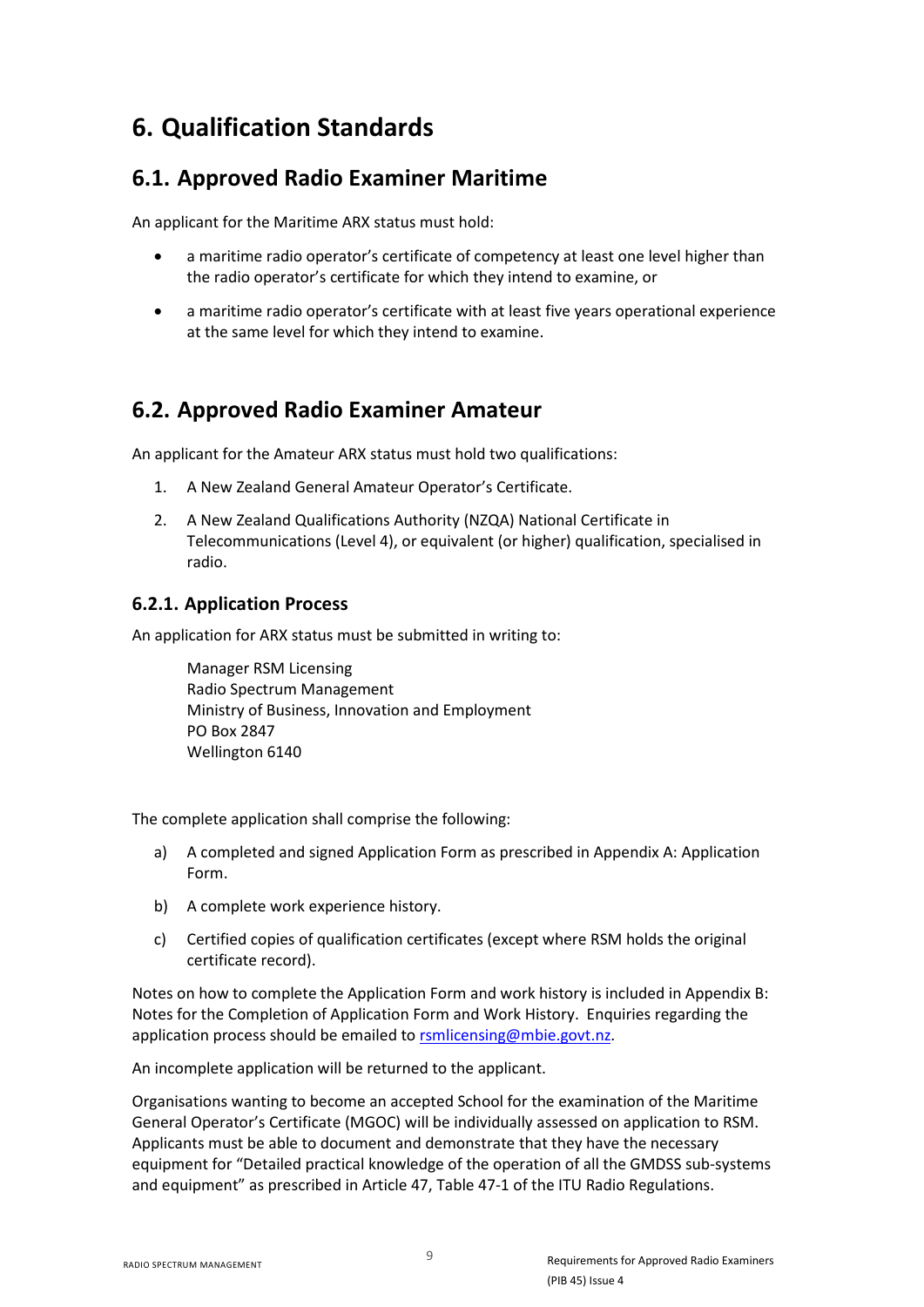# 6. Qualification Standards

## 6.1. Approved Radio Examiner Maritime

An applicant for the Maritime ARX status must hold:

- a maritime radio operator's certificate of competency at least one level higher than the radio operator's certificate for which they intend to examine, or
- a maritime radio operator's certificate with at least five years operational experience at the same level for which they intend to examine.

## 6.2. Approved Radio Examiner Amateur

An applicant for the Amateur ARX status must hold two qualifications:

1. A New Zealand General Amateur Operator's Certificate.
2. A New Zealand Qualifications Authority (NZQA) National Certificate in Telecommunications (Level 4), or equivalent (or higher) qualification, specialised in radio.

### 6.2.1. Application Process

An application for ARX status must be submitted in writing to:

Manager RSM Licensing
Radio Spectrum Management
Ministry of Business, Innovation and Employment
PO Box 2847
Wellington 6140

The complete application shall comprise the following:

a) A completed and signed Application Form as prescribed in Appendix A: Application Form.

b) A complete work experience history.

c) Certified copies of qualification certificates (except where RSM holds the original certificate record).

Notes on how to complete the Application Form and work history is included in Appendix B: Notes for the Completion of Application Form and Work History. Enquiries regarding the application process should be emailed to rsmlicensing@mbie.govt.nz.

An incomplete application will be returned to the applicant.

Organisations wanting to become an accepted School for the examination of the Maritime General Operator's Certificate (MGOC) will be individually assessed on application to RSM. Applicants must be able to document and demonstrate that they have the necessary equipment for "Detailed practical knowledge of the operation of all the GMDSS sub-systems and equipment" as prescribed in Article 47, Table 47-1 of the ITU Radio Regulations.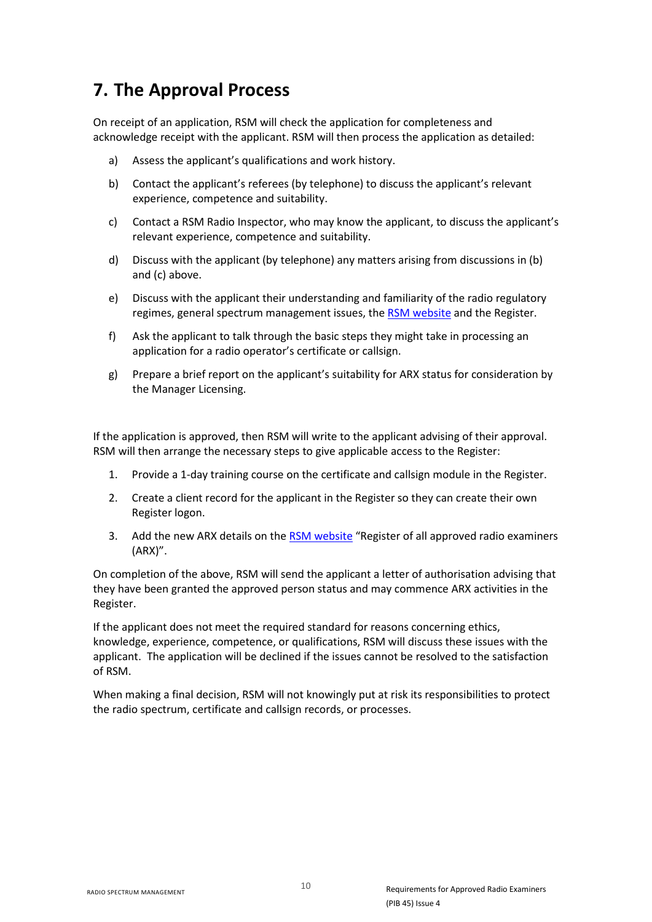## 7. The Approval Process

On receipt of an application, RSM will check the application for completeness and acknowledge receipt with the applicant. RSM will then process the application as detailed:

a) Assess the applicant's qualifications and work history.

b) Contact the applicant's referees (by telephone) to discuss the applicant's relevant experience, competence and suitability.

c) Contact a RSM Radio Inspector, who may know the applicant, to discuss the applicant's relevant experience, competence and suitability.

d) Discuss with the applicant (by telephone) any matters arising from discussions in (b) and (c) above.

e) Discuss with the applicant their understanding and familiarity of the radio regulatory regimes, general spectrum management issues, the RSM website and the Register.

f) Ask the applicant to talk through the basic steps they might take in processing an application for a radio operator's certificate or callsign.

g) Prepare a brief report on the applicant's suitability for ARX status for consideration by the Manager Licensing.

If the application is approved, then RSM will write to the applicant advising of their approval. RSM will then arrange the necessary steps to give applicable access to the Register:

1. Provide a 1-day training course on the certificate and callsign module in the Register.
2. Create a client record for the applicant in the Register so they can create their own Register logon.
3. Add the new ARX details on the RSM website "Register of all approved radio examiners (ARX)".

On completion of the above, RSM will send the applicant a letter of authorisation advising that they have been granted the approved person status and may commence ARX activities in the Register.

If the applicant does not meet the required standard for reasons concerning ethics, knowledge, experience, competence, or qualifications, RSM will discuss these issues with the applicant. The application will be declined if the issues cannot be resolved to the satisfaction of RSM.

When making a final decision, RSM will not knowingly put at risk its responsibilities to protect the radio spectrum, certificate and callsign records, or processes.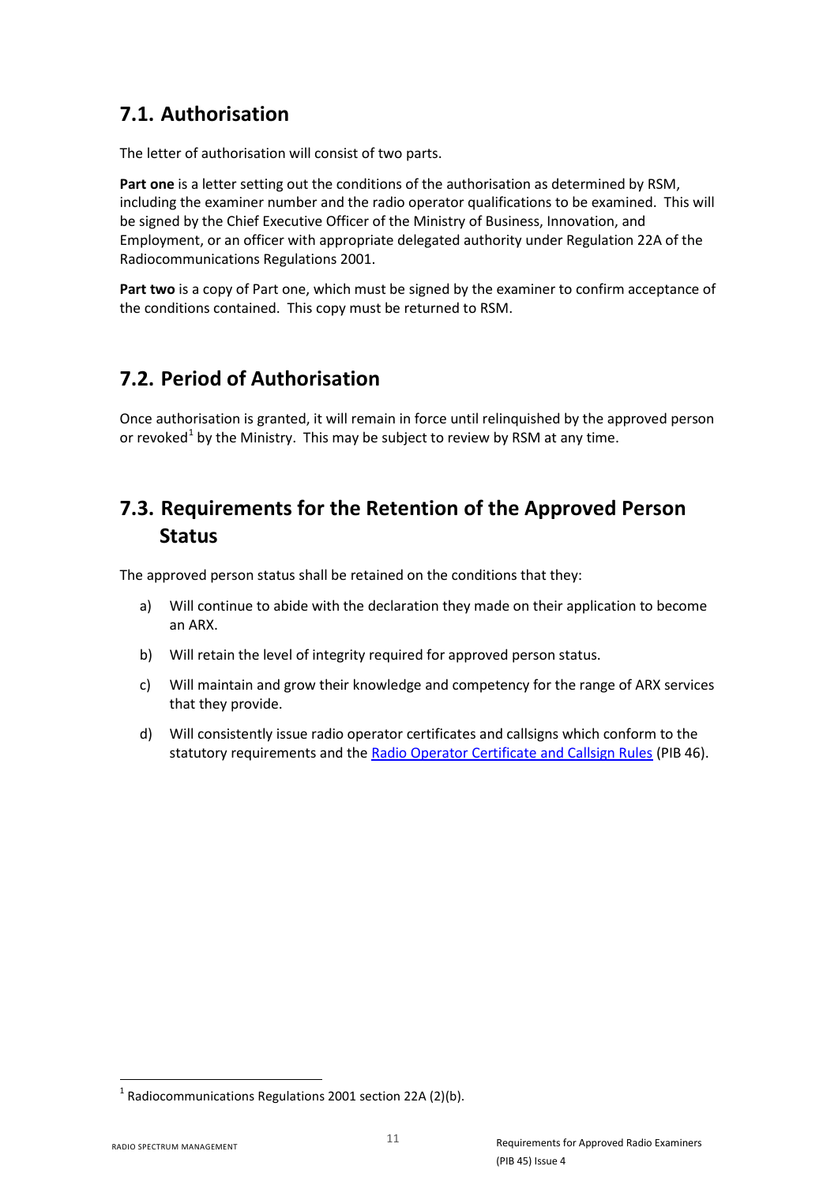## 7.1. Authorisation

The letter of authorisation will consist of two parts.

**Part one** is a letter setting out the conditions of the authorisation as determined by RSM, including the examiner number and the radio operator qualifications to be examined. This will be signed by the Chief Executive Officer of the Ministry of Business, Innovation, and Employment, or an officer with appropriate delegated authority under Regulation 22A of the Radiocommunications Regulations 2001.

**Part two** is a copy of Part one, which must be signed by the examiner to confirm acceptance of the conditions contained. This copy must be returned to RSM.

## 7.2. Period of Authorisation

Once authorisation is granted, it will remain in force until relinquished by the approved person or revoked[1] by the Ministry. This may be subject to review by RSM at any time.

## 7.3. Requirements for the Retention of the Approved Person Status

The approved person status shall be retained on the conditions that they:

a) Will continue to abide with the declaration they made on their application to become an ARX.

b) Will retain the level of integrity required for approved person status.

c) Will maintain and grow their knowledge and competency for the range of ARX services that they provide.

d) Will consistently issue radio operator certificates and callsigns which conform to the statutory requirements and the Radio Operator Certificate and Callsign Rules (PIB 46).

[1] Radiocommunications Regulations 2001 section 22A (2)(b).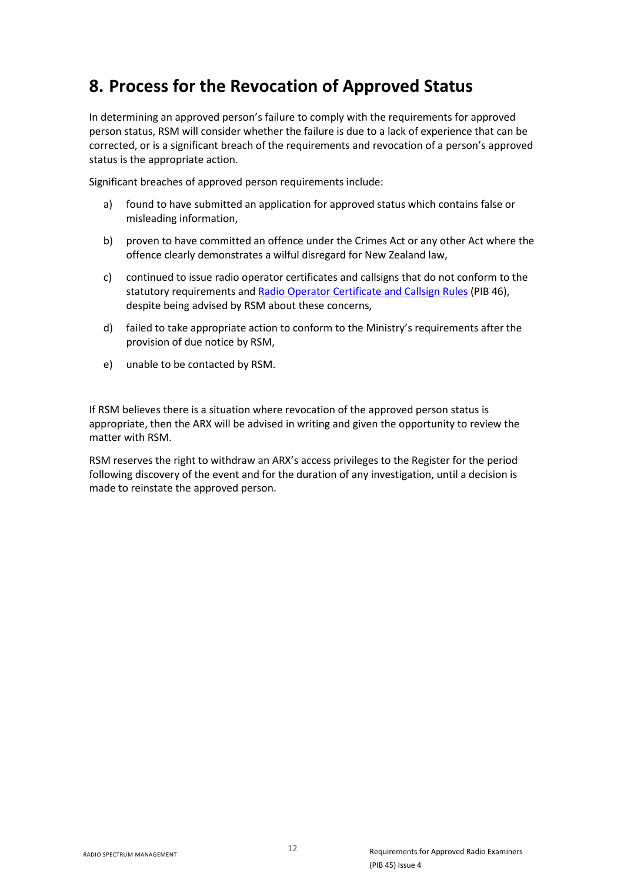# 8. Process for the Revocation of Approved Status

In determining an approved person's failure to comply with the requirements for approved person status, RSM will consider whether the failure is due to a lack of experience that can be corrected, or is a significant breach of the requirements and revocation of a person's approved status is the appropriate action.

Significant breaches of approved person requirements include:

a) found to have submitted an application for approved status which contains false or misleading information,

b) proven to have committed an offence under the Crimes Act or any other Act where the offence clearly demonstrates a wilful disregard for New Zealand law,

c) continued to issue radio operator certificates and callsigns that do not conform to the statutory requirements and Radio Operator Certificate and Callsign Rules (PIB 46), despite being advised by RSM about these concerns,

d) failed to take appropriate action to conform to the Ministry's requirements after the provision of due notice by RSM,

e) unable to be contacted by RSM.

If RSM believes there is a situation where revocation of the approved person status is appropriate, then the ARX will be advised in writing and given the opportunity to review the matter with RSM.

RSM reserves the right to withdraw an ARX's access privileges to the Register for the period following discovery of the event and for the duration of any investigation, until a decision is made to reinstate the approved person.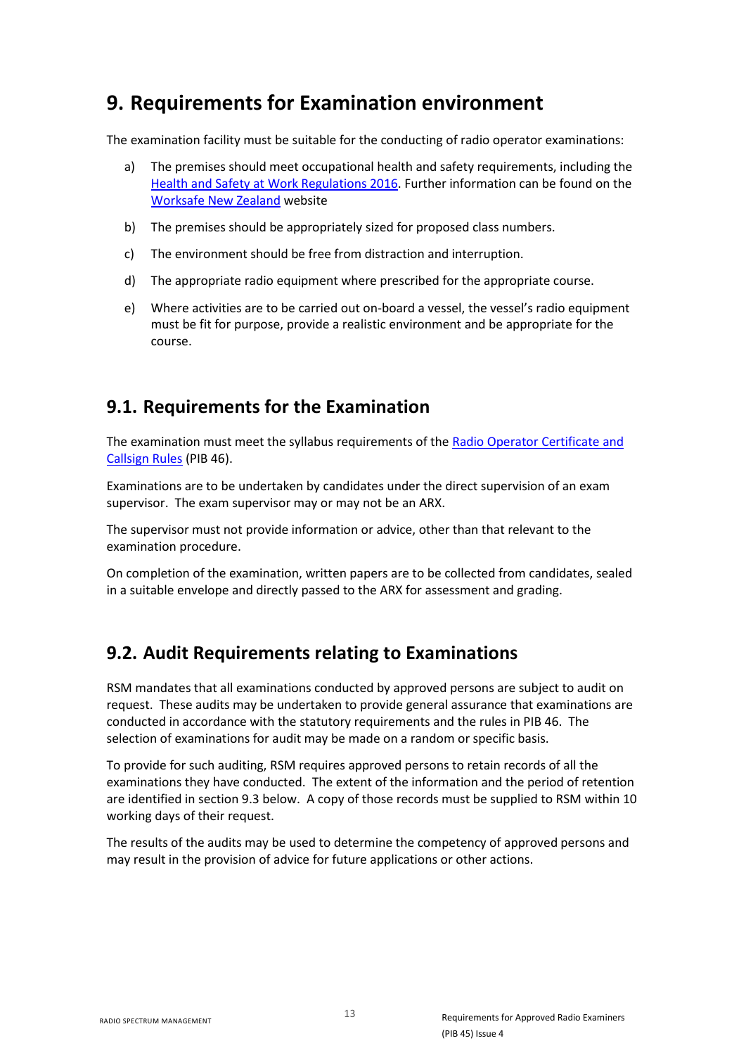# 9. Requirements for Examination environment

The examination facility must be suitable for the conducting of radio operator examinations:

a) The premises should meet occupational health and safety requirements, including the Health and Safety at Work Regulations 2016. Further information can be found on the Worksafe New Zealand website

b) The premises should be appropriately sized for proposed class numbers.

c) The environment should be free from distraction and interruption.

d) The appropriate radio equipment where prescribed for the appropriate course.

e) Where activities are to be carried out on-board a vessel, the vessel's radio equipment must be fit for purpose, provide a realistic environment and be appropriate for the course.

## 9.1. Requirements for the Examination

The examination must meet the syllabus requirements of the Radio Operator Certificate and Callsign Rules (PIB 46).

Examinations are to be undertaken by candidates under the direct supervision of an exam supervisor. The exam supervisor may or may not be an ARX.

The supervisor must not provide information or advice, other than that relevant to the examination procedure.

On completion of the examination, written papers are to be collected from candidates, sealed in a suitable envelope and directly passed to the ARX for assessment and grading.

## 9.2. Audit Requirements relating to Examinations

RSM mandates that all examinations conducted by approved persons are subject to audit on request. These audits may be undertaken to provide general assurance that examinations are conducted in accordance with the statutory requirements and the rules in PIB 46. The selection of examinations for audit may be made on a random or specific basis.

To provide for such auditing, RSM requires approved persons to retain records of all the examinations they have conducted. The extent of the information and the period of retention are identified in section 9.3 below. A copy of those records must be supplied to RSM within 10 working days of their request.

The results of the audits may be used to determine the competency of approved persons and may result in the provision of advice for future applications or other actions.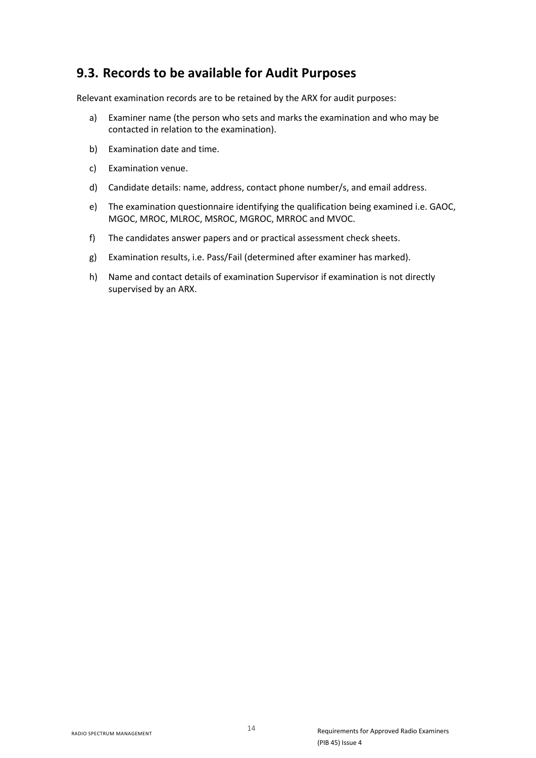## 9.3. Records to be available for Audit Purposes

Relevant examination records are to be retained by the ARX for audit purposes:

a) Examiner name (the person who sets and marks the examination and who may be contacted in relation to the examination).

b) Examination date and time.

c) Examination venue.

d) Candidate details: name, address, contact phone number/s, and email address.

e) The examination questionnaire identifying the qualification being examined i.e. GAOC, MGOC, MROC, MLROC, MSROC, MGROC, MRROC and MVOC.

f) The candidates answer papers and or practical assessment check sheets.

g) Examination results, i.e. Pass/Fail (determined after examiner has marked).

h) Name and contact details of examination Supervisor if examination is not directly supervised by an ARX.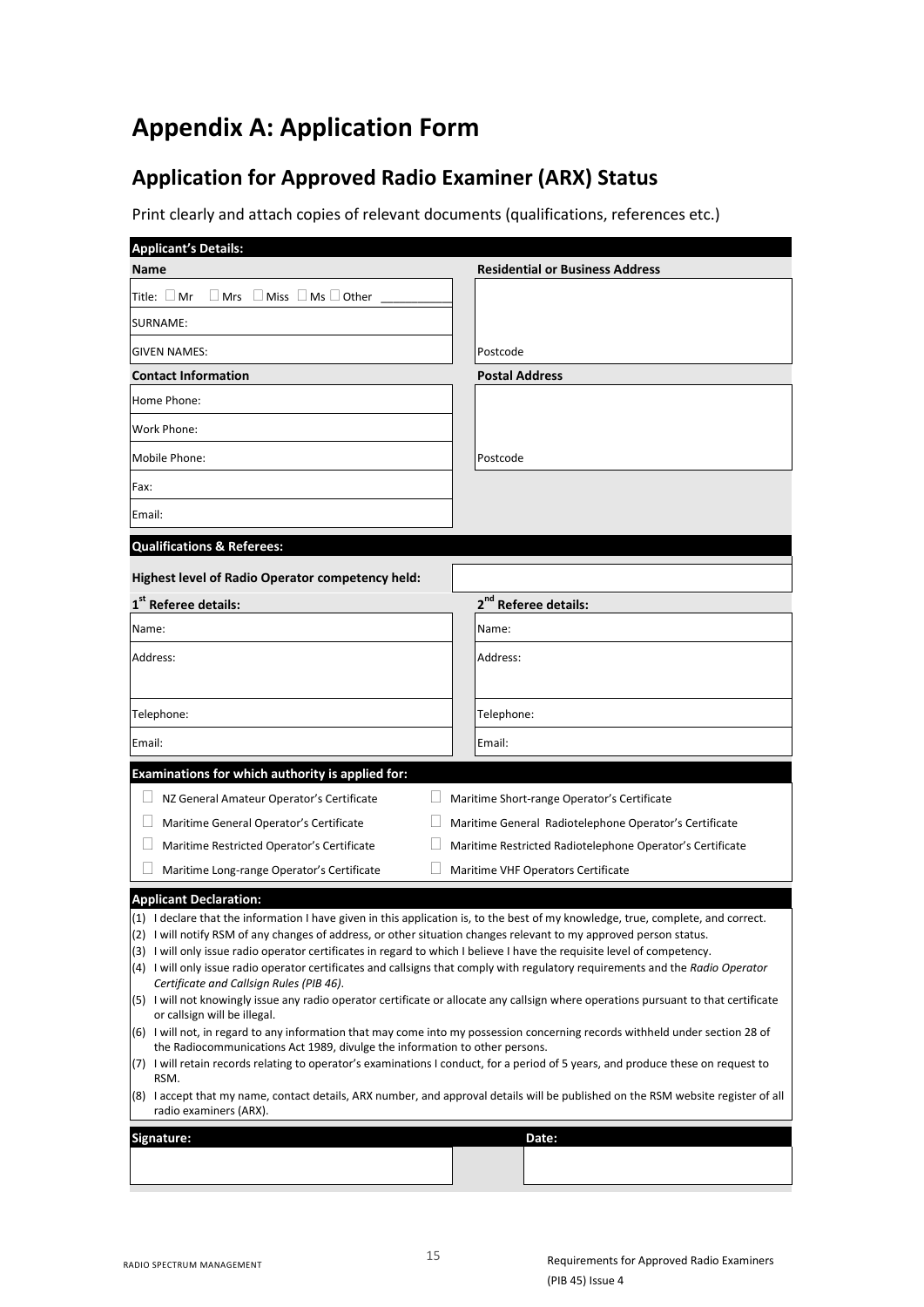# Appendix A: Application Form

## Application for Approved Radio Examiner (ARX) Status

Print clearly and attach copies of relevant documents (qualifications, references etc.)

| **Applicant's Details:** | |
|---|---|
| **Name** | **Residential or Business Address** |
| Title: ☐ Mr ☐ Mrs ☐ Miss ☐ Ms ☐ Other ___________ | |
| SURNAME: | |
| GIVEN NAMES: | Postcode |
| **Contact Information** | **Postal Address** |
| Home Phone: | |
| Work Phone: | |
| Mobile Phone: | Postcode |
| Fax: | |
| Email: | |

| **Qualifications & Referees:** | |
|---|---|
| **Highest level of Radio Operator competency held:** | |
| **1st Referee details:** | **2nd Referee details:** |
| Name: | Name: |
| Address: | Address: |
| Telephone: | Telephone: |
| Email: | Email: |

| **Examinations for which authority is applied for:** | |
|---|---|
| ☐ NZ General Amateur Operator's Certificate | ☐ Maritime Short-range Operator's Certificate |
| ☐ Maritime General Operator's Certificate | ☐ Maritime General Radiotelephone Operator's Certificate |
| ☐ Maritime Restricted Operator's Certificate | ☐ Maritime Restricted Radiotelephone Operator's Certificate |
| ☐ Maritime Long-range Operator's Certificate | ☐ Maritime VHF Operators Certificate |

**Applicant Declaration:**

(1) I declare that the information I have given in this application is, to the best of my knowledge, true, complete, and correct.

(2) I will notify RSM of any changes of address, or other situation changes relevant to my approved person status.

(3) I will only issue radio operator certificates in regard to which I believe I have the requisite level of competency.

(4) I will only issue radio operator certificates and callsigns that comply with regulatory requirements and the *Radio Operator Certificate and Callsign Rules (PIB 46)*.

(5) I will not knowingly issue any radio operator certificate or allocate any callsign where operations pursuant to that certificate or callsign will be illegal.

(6) I will not, in regard to any information that may come into my possession concerning records withheld under section 28 of the Radiocommunications Act 1989, divulge the information to other persons.

(7) I will retain records relating to operator's examinations I conduct, for a period of 5 years, and produce these on request to RSM.

(8) I accept that my name, contact details, ARX number, and approval details will be published on the RSM website register of all radio examiners (ARX).

| **Signature:** | **Date:** |
|---|---|
| | |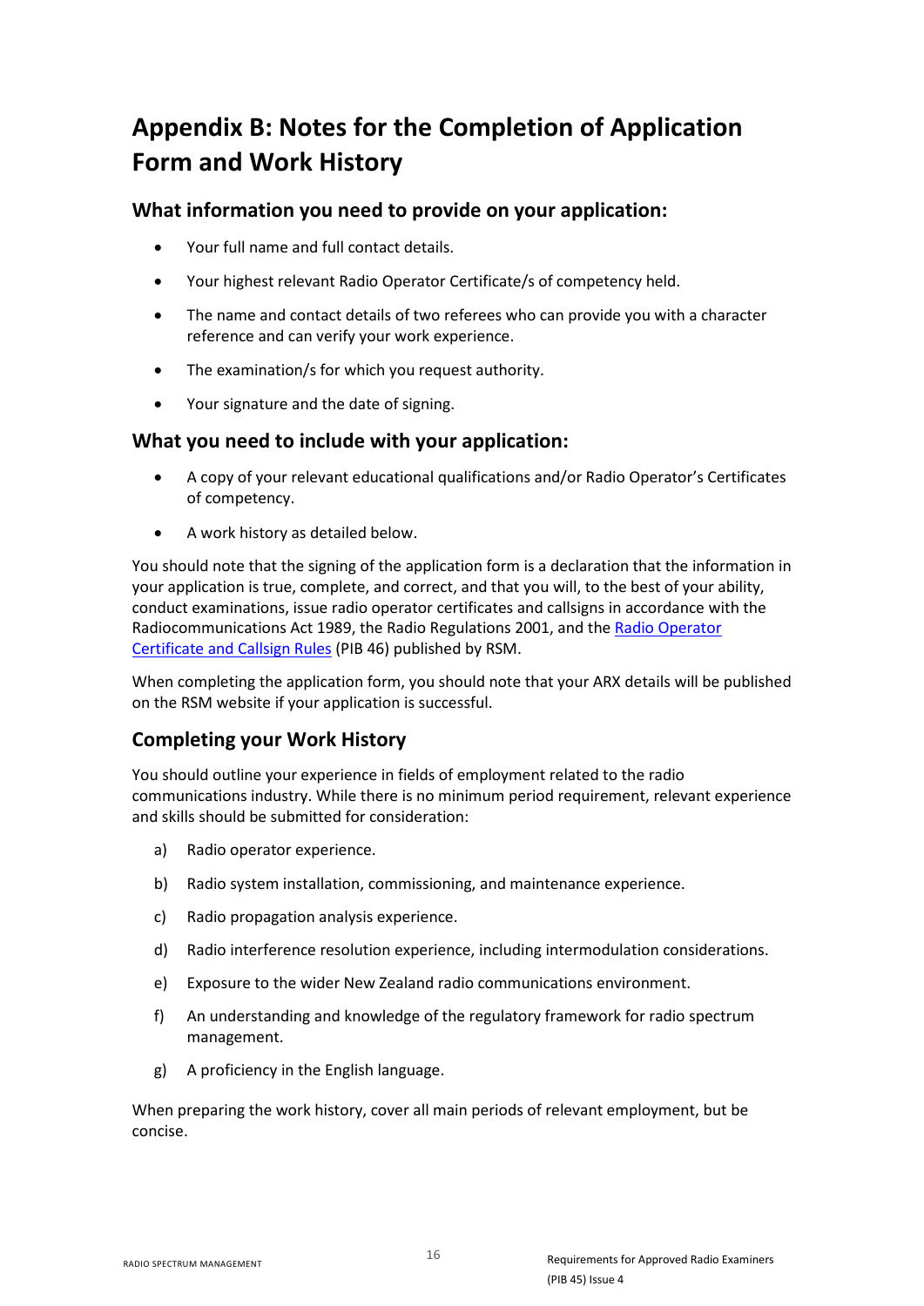# Appendix B: Notes for the Completion of Application Form and Work History

## What information you need to provide on your application:

- Your full name and full contact details.
- Your highest relevant Radio Operator Certificate/s of competency held.
- The name and contact details of two referees who can provide you with a character reference and can verify your work experience.
- The examination/s for which you request authority.
- Your signature and the date of signing.

## What you need to include with your application:

- A copy of your relevant educational qualifications and/or Radio Operator's Certificates of competency.
- A work history as detailed below.

You should note that the signing of the application form is a declaration that the information in your application is true, complete, and correct, and that you will, to the best of your ability, conduct examinations, issue radio operator certificates and callsigns in accordance with the Radiocommunications Act 1989, the Radio Regulations 2001, and the Radio Operator Certificate and Callsign Rules (PIB 46) published by RSM.

When completing the application form, you should note that your ARX details will be published on the RSM website if your application is successful.

## Completing your Work History

You should outline your experience in fields of employment related to the radio communications industry. While there is no minimum period requirement, relevant experience and skills should be submitted for consideration:

a) Radio operator experience.

b) Radio system installation, commissioning, and maintenance experience.

c) Radio propagation analysis experience.

d) Radio interference resolution experience, including intermodulation considerations.

e) Exposure to the wider New Zealand radio communications environment.

f) An understanding and knowledge of the regulatory framework for radio spectrum management.

g) A proficiency in the English language.

When preparing the work history, cover all main periods of relevant employment, but be concise.